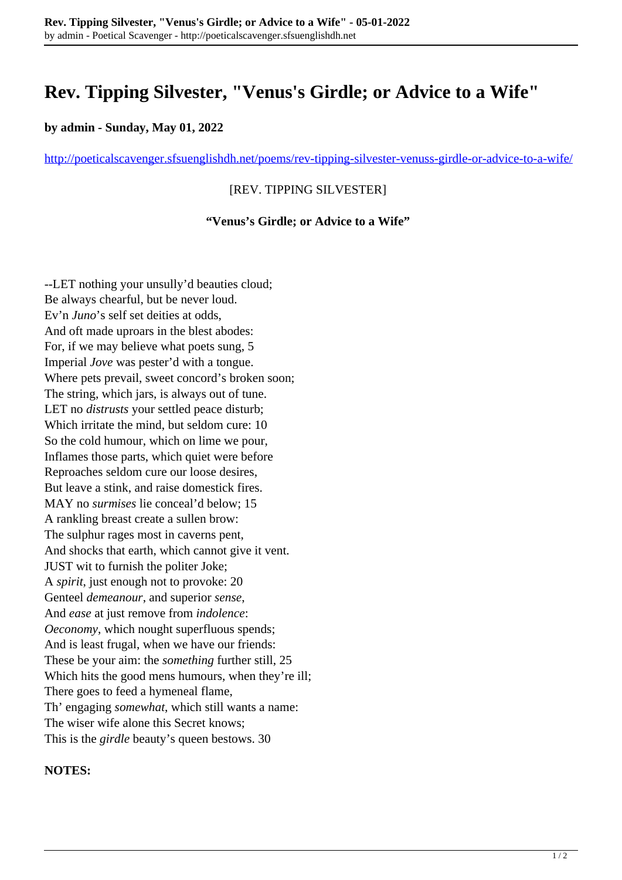# Rev. Tipping Silvester, "Venus's Girdle; or Advice to a Wife"

**by admin - Sunday, May 01, 2022**

http://poeticalscavenger.sfsuenglishdh.net/poems/rev-tipping-silvester-venuss-girdle-or-advice-to-a-wife/

[REV. TIPPING SILVESTER]

**"Venus's Girdle; or Advice to a Wife"**

--LET nothing your unsully'd beauties cloud;  
Be always chearful, but be never loud.  
Ev'n *Juno*'s self set deities at odds,  
And oft made uproars in the blest abodes:  
For, if we may believe what poets sung, 5  
Imperial *Jove* was pester'd with a tongue.  
Where pets prevail, sweet concord's broken soon;  
The string, which jars, is always out of tune.  
LET no *distrusts* your settled peace disturb;  
Which irritate the mind, but seldom cure: 10  
So the cold humour, which on lime we pour,  
Inflames those parts, which quiet were before  
Reproaches seldom cure our loose desires,  
But leave a stink, and raise domestick fires.  
MAY no *surmises* lie conceal'd below; 15  
A rankling breast create a sullen brow:  
The sulphur rages most in caverns pent,  
And shocks that earth, which cannot give it vent.  
JUST wit to furnish the politer Joke;  
A *spirit*, just enough not to provoke: 20  
Genteel *demeanour*, and superior *sense*,  
And *ease* at just remove from *indolence*:  
*Oeconomy*, which nought superfluous spends;  
And is least frugal, when we have our friends:  
These be your aim: the *something* further still, 25  
Which hits the good mens humours, when they're ill;  
There goes to feed a hymeneal flame,  
Th' engaging *somewhat*, which still wants a name:  
The wiser wife alone this Secret knows;  
This is the *girdle* beauty's queen bestows. 30

**NOTES:**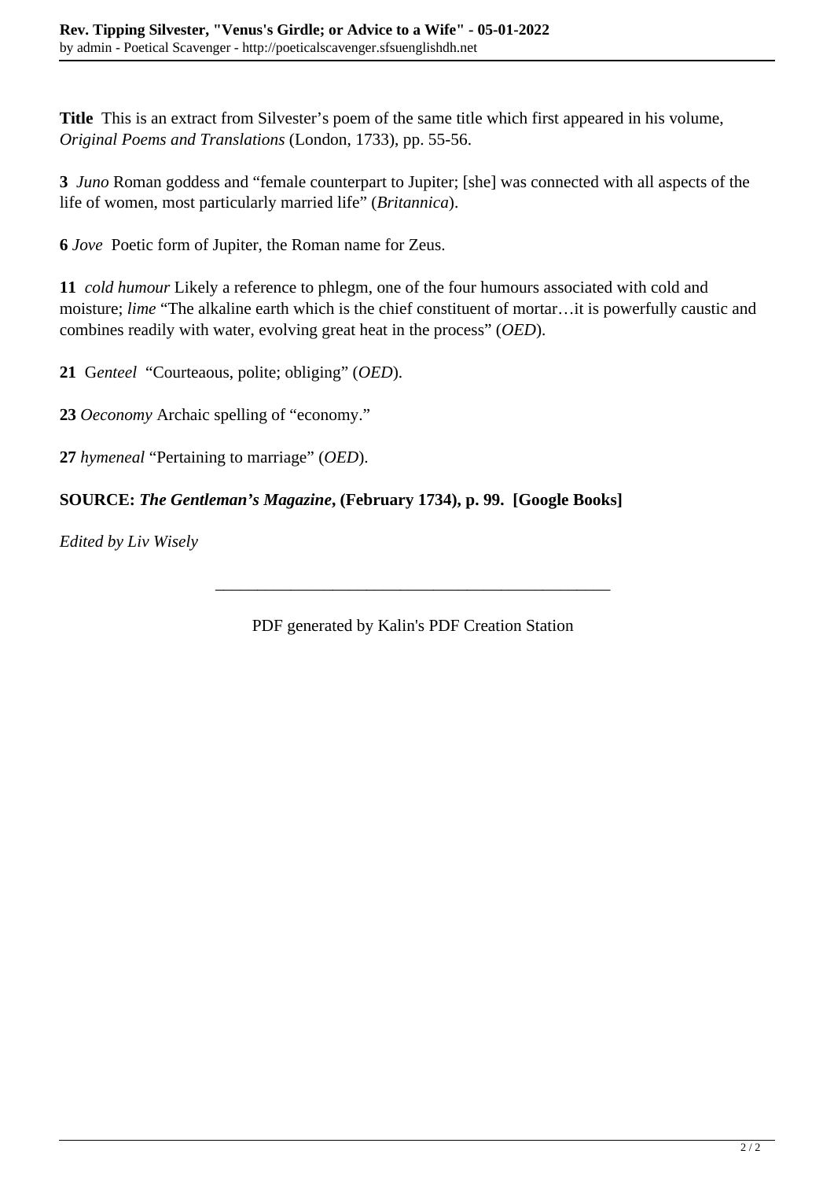**Title** This is an extract from Silvester's poem of the same title which first appeared in his volume, *Original Poems and Translations* (London, 1733), pp. 55-56.

**3** *Juno* Roman goddess and "female counterpart to Jupiter; [she] was connected with all aspects of the life of women, most particularly married life" (*Britannica*).

**6** *Jove* Poetic form of Jupiter, the Roman name for Zeus.

**11** *cold humour* Likely a reference to phlegm, one of the four humours associated with cold and moisture; *lime* "The alkaline earth which is the chief constituent of mortar…it is powerfully caustic and combines readily with water, evolving great heat in the process" (*OED*).

**21** G*enteel* "Courteaous, polite; obliging" (*OED*).

**23** *Oeconomy* Archaic spelling of "economy."

**27** *hymeneal* "Pertaining to marriage" (*OED*).

**SOURCE:** ***The Gentleman's Magazine*****, (February 1734), p. 99. [Google Books]**

*Edited by Liv Wisely*

---

PDF generated by Kalin's PDF Creation Station